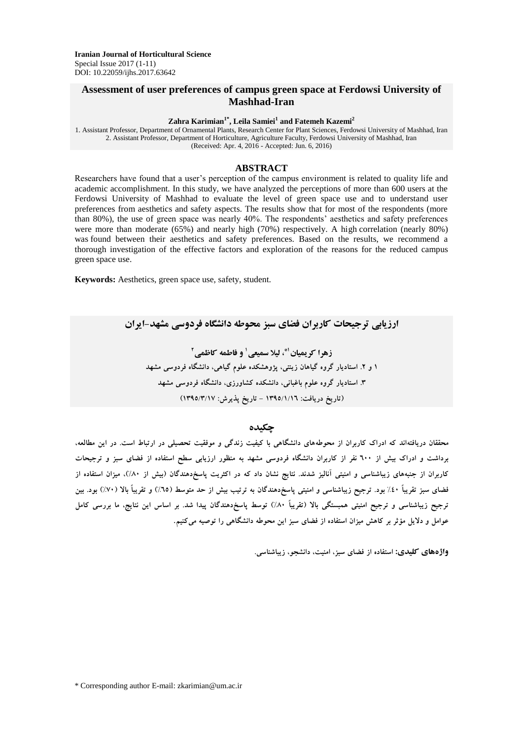**Iranian Journal of Horticultural Science**
Special Issue 2017 (1-11)
DOI: 10.22059/ijhs.2017.63642

# Assessment of user preferences of campus green space at Ferdowsi University of Mashhad-Iran

**Zahra Karimian[1*], Leila Samiei[1] and Fatemeh Kazemi[2]**

1. Assistant Professor, Department of Ornamental Plants, Research Center for Plant Sciences, Ferdowsi University of Mashhad, Iran
2. Assistant Professor, Department of Horticulture, Agriculture Faculty, Ferdowsi University of Mashhad, Iran
(Received: Apr. 4, 2016 - Accepted: Jun. 6, 2016)

## ABSTRACT

Researchers have found that a user's perception of the campus environment is related to quality life and academic accomplishment. In this study, we have analyzed the perceptions of more than 600 users at the Ferdowsi University of Mashhad to evaluate the level of green space use and to understand user preferences from aesthetics and safety aspects. The results show that for most of the respondents (more than 80%), the use of green space was nearly 40%. The respondents' aesthetics and safety preferences were more than moderate (65%) and nearly high (70%) respectively. A high correlation (nearly 80%) was found between their aesthetics and safety preferences. Based on the results, we recommend a thorough investigation of the effective factors and exploration of the reasons for the reduced campus green space use.

**Keywords:** Aesthetics, green space use, safety, student.

# ارزیابی ترجیحات کاربران فضای سبز محوطه دانشگاه فردوسی مشهد-ایران

**زهرا کریمیان[1*]، لیلا سمیعی[1] و فاطمه کاظمی[2]**

۱ و ۲. استادیار گروه گیاهان زینتی، پژوهشکده علوم گیاهی، دانشگاه فردوسی مشهد
۳. استادیار گروه علوم باغبانی، دانشکده کشاورزی، دانشگاه فردوسی مشهد
(تاریخ دریافت: ۱۳۹۵/۱/۱۶ - تاریخ پذیرش: ۱۳۹۵/۳/۱۷)

## چکیده

محققان دریافته‌اند که ادراک کاربران از محوطه‌های دانشگاهی با کیفیت زندگی و موفقیت تحصیلی در ارتباط است. در این مطالعه، برداشت و ادراک بیش از ۶۰۰ نفر از کاربران دانشگاه فردوسی مشهد به منظور ارزیابی سطح استفاده از فضای سبز و ترجیحات کاربران از جنبه‌های زیباشناسی و امنیتی آنالیز شدند. نتایج نشان داد که در اکثریت پاسخ‌دهندگان (بیش از ۸۰٪)، میزان استفاده از فضای سبز تقریباً ۴۰٪ بود. ترجیح زیباشناسی و امنیتی پاسخ‌دهندگان به ترتیب بیش از حد متوسط (۶۵٪) و تقریباً بالا (۷۰٪) بود. بین ترجیح زیباشناسی و ترجیح امنیتی همبستگی بالا (تقریباً ۸۰٪) توسط پاسخ‌دهندگان پیدا شد. بر اساس این نتایج، ما بررسی کامل عوامل و دلایل مؤثر بر کاهش میزان استفاده از فضای سبز این محوطه دانشگاهی را توصیه می‌کنیم.

**واژه‌های کلیدی:** استفاده از فضای سبز، امنیت، دانشجو، زیباشناسی.

* Corresponding author E-mail: zkarimian@um.ac.ir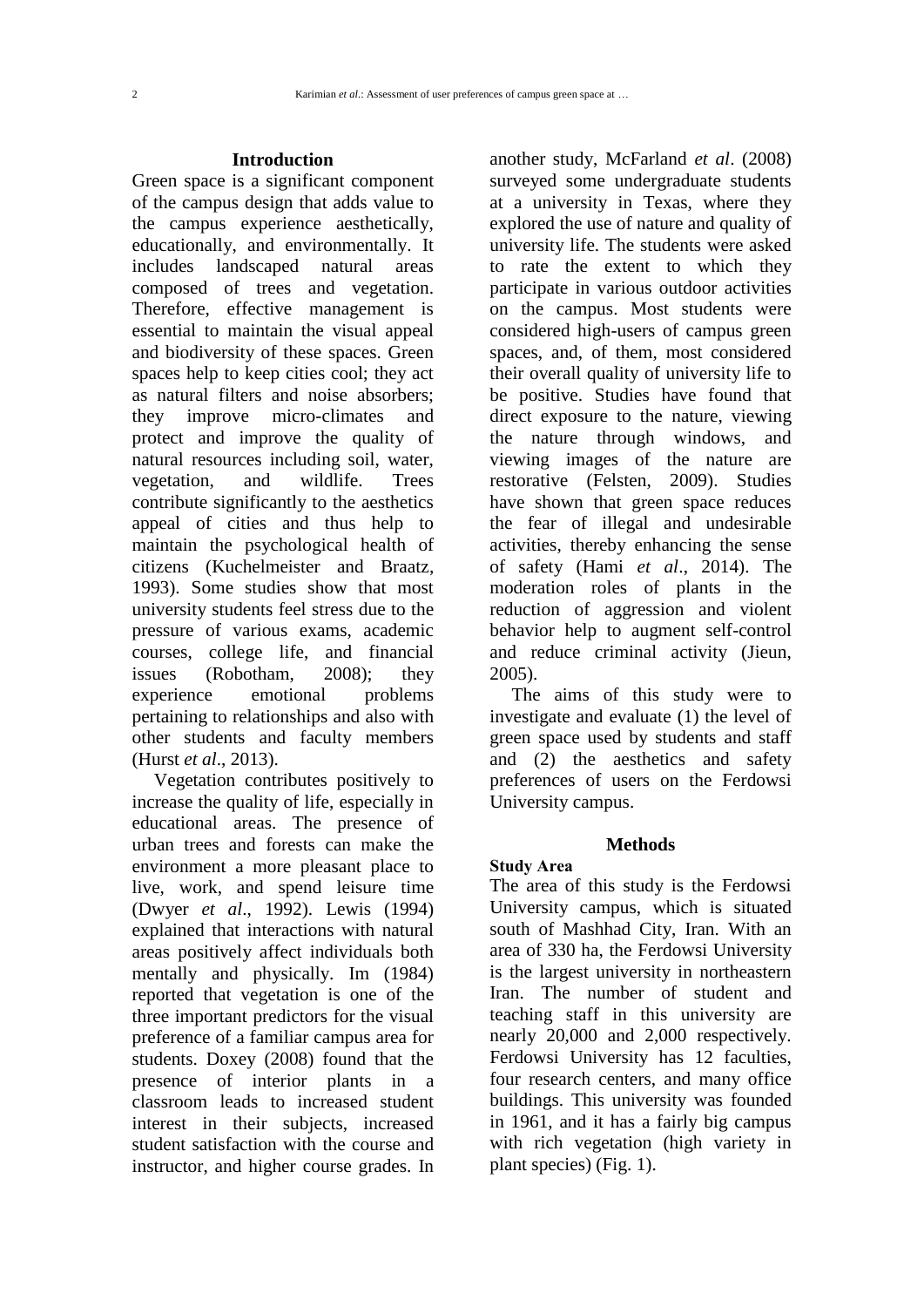## Introduction

Green space is a significant component of the campus design that adds value to the campus experience aesthetically, educationally, and environmentally. It includes landscaped natural areas composed of trees and vegetation. Therefore, effective management is essential to maintain the visual appeal and biodiversity of these spaces. Green spaces help to keep cities cool; they act as natural filters and noise absorbers; they improve micro-climates and protect and improve the quality of natural resources including soil, water, vegetation, and wildlife. Trees contribute significantly to the aesthetics appeal of cities and thus help to maintain the psychological health of citizens (Kuchelmeister and Braatz, 1993). Some studies show that most university students feel stress due to the pressure of various exams, academic courses, college life, and financial issues (Robotham, 2008); they experience emotional problems pertaining to relationships and also with other students and faculty members (Hurst *et al*., 2013).

Vegetation contributes positively to increase the quality of life, especially in educational areas. The presence of urban trees and forests can make the environment a more pleasant place to live, work, and spend leisure time (Dwyer *et al*., 1992). Lewis (1994) explained that interactions with natural areas positively affect individuals both mentally and physically. Im (1984) reported that vegetation is one of the three important predictors for the visual preference of a familiar campus area for students. Doxey (2008) found that the presence of interior plants in a classroom leads to increased student interest in their subjects, increased student satisfaction with the course and instructor, and higher course grades. In another study, McFarland *et al*. (2008) surveyed some undergraduate students at a university in Texas, where they explored the use of nature and quality of university life. The students were asked to rate the extent to which they participate in various outdoor activities on the campus. Most students were considered high-users of campus green spaces, and, of them, most considered their overall quality of university life to be positive. Studies have found that direct exposure to the nature, viewing the nature through windows, and viewing images of the nature are restorative (Felsten, 2009). Studies have shown that green space reduces the fear of illegal and undesirable activities, thereby enhancing the sense of safety (Hami *et al*., 2014). The moderation roles of plants in the reduction of aggression and violent behavior help to augment self-control and reduce criminal activity (Jieun, 2005).

The aims of this study were to investigate and evaluate (1) the level of green space used by students and staff and (2) the aesthetics and safety preferences of users on the Ferdowsi University campus.

## Methods

### Study Area

The area of this study is the Ferdowsi University campus, which is situated south of Mashhad City, Iran. With an area of 330 ha, the Ferdowsi University is the largest university in northeastern Iran. The number of student and teaching staff in this university are nearly 20,000 and 2,000 respectively. Ferdowsi University has 12 faculties, four research centers, and many office buildings. This university was founded in 1961, and it has a fairly big campus with rich vegetation (high variety in plant species) (Fig. 1).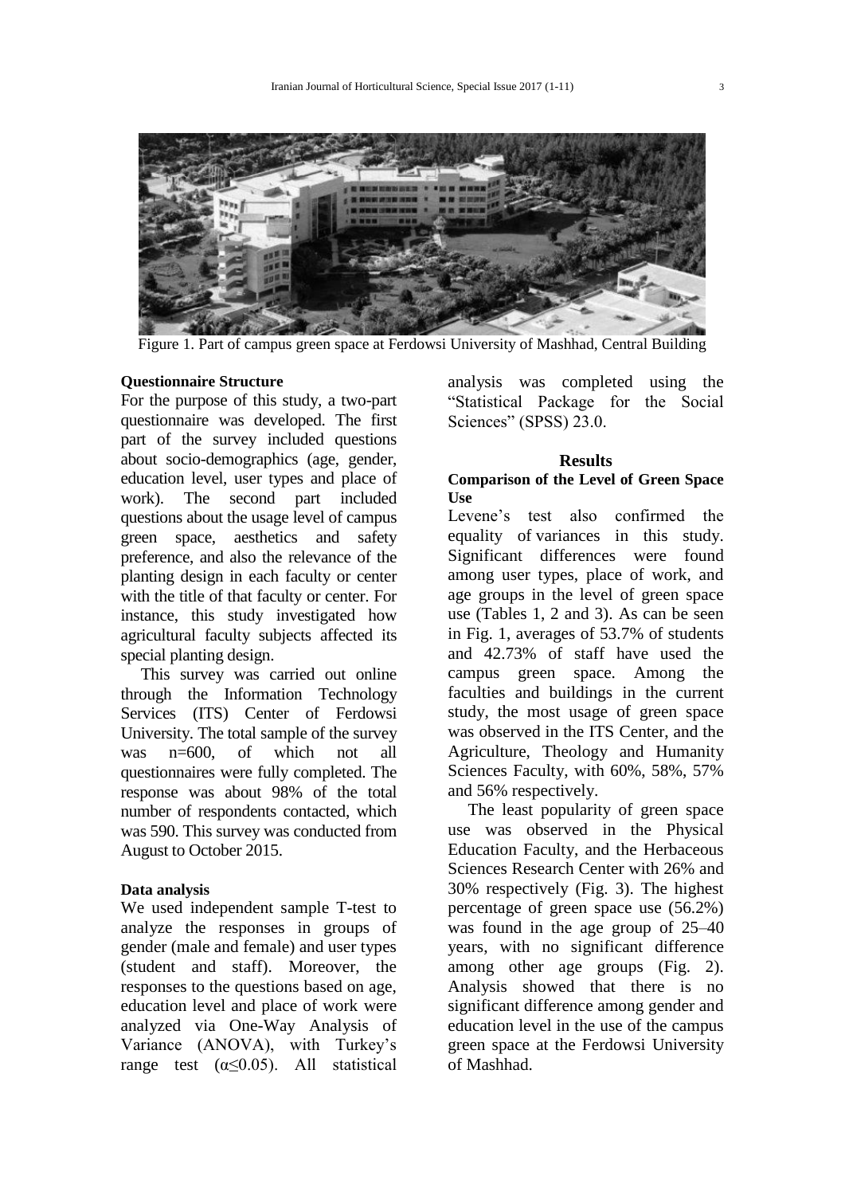Figure 1. Part of campus green space at Ferdowsi University of Mashhad, Central Building

### Questionnaire Structure

For the purpose of this study, a two-part questionnaire was developed. The first part of the survey included questions about socio-demographics (age, gender, education level, user types and place of work). The second part included questions about the usage level of campus green space, aesthetics and safety preference, and also the relevance of the planting design in each faculty or center with the title of that faculty or center. For instance, this study investigated how agricultural faculty subjects affected its special planting design.

This survey was carried out online through the Information Technology Services (ITS) Center of Ferdowsi University. The total sample of the survey was n=600, of which not all questionnaires were fully completed. The response was about 98% of the total number of respondents contacted, which was 590. This survey was conducted from August to October 2015.

### Data analysis

We used independent sample T-test to analyze the responses in groups of gender (male and female) and user types (student and staff). Moreover, the responses to the questions based on age, education level and place of work were analyzed via One-Way Analysis of Variance (ANOVA), with Turkey's range test ($\alpha \leq 0.05$). All statistical analysis was completed using the "Statistical Package for the Social Sciences" (SPSS) 23.0.

## Results

### Comparison of the Level of Green Space Use

Levene's test also confirmed the equality of variances in this study. Significant differences were found among user types, place of work, and age groups in the level of green space use (Tables 1, 2 and 3). As can be seen in Fig. 1, averages of 53.7% of students and 42.73% of staff have used the campus green space. Among the faculties and buildings in the current study, the most usage of green space was observed in the ITS Center, and the Agriculture, Theology and Humanity Sciences Faculty, with 60%, 58%, 57% and 56% respectively.

The least popularity of green space use was observed in the Physical Education Faculty, and the Herbaceous Sciences Research Center with 26% and 30% respectively (Fig. 3). The highest percentage of green space use (56.2%) was found in the age group of 25–40 years, with no significant difference among other age groups (Fig. 2). Analysis showed that there is no significant difference among gender and education level in the use of the campus green space at the Ferdowsi University of Mashhad.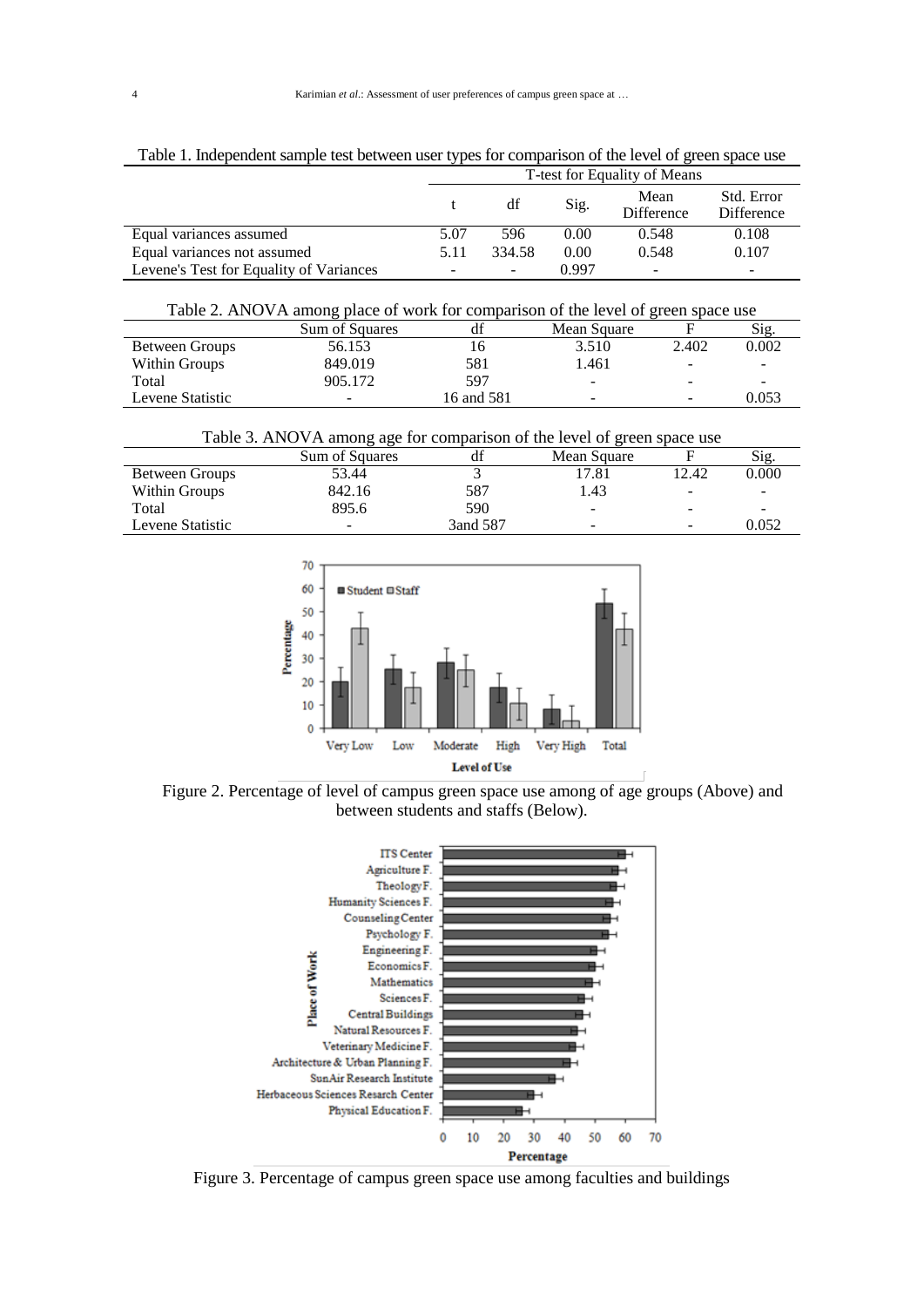Table 1. Independent sample test between user types for comparison of the level of green space use

| | T-test for Equality of Means | | | | |
|---|---|---|---|---|---|
| | t | df | Sig. | Mean Difference | Std. Error Difference |
| Equal variances assumed | 5.07 | 596 | 0.00 | 0.548 | 0.108 |
| Equal variances not assumed | 5.11 | 334.58 | 0.00 | 0.548 | 0.107 |
| Levene's Test for Equality of Variances | - | - | 0.997 | - | - |

Table 2. ANOVA among place of work for comparison of the level of green space use

| | Sum of Squares | df | Mean Square | F | Sig. |
|---|---|---|---|---|---|
| Between Groups | 56.153 | 16 | 3.510 | 2.402 | 0.002 |
| Within Groups | 849.019 | 581 | 1.461 | - | - |
| Total | 905.172 | 597 | - | - | - |
| Levene Statistic | - | 16 and 581 | - | - | 0.053 |

Table 3. ANOVA among age for comparison of the level of green space use

| | Sum of Squares | df | Mean Square | F | Sig. |
|---|---|---|---|---|---|
| Between Groups | 53.44 | 3 | 17.81 | 12.42 | 0.000 |
| Within Groups | 842.16 | 587 | 1.43 | - | - |
| Total | 895.6 | 590 | - | - | - |
| Levene Statistic | - | 3and 587 | - | - | 0.052 |

Figure 2. Percentage of level of campus green space use among of age groups (Above) and between students and staffs (Below).

Figure 3. Percentage of campus green space use among faculties and buildings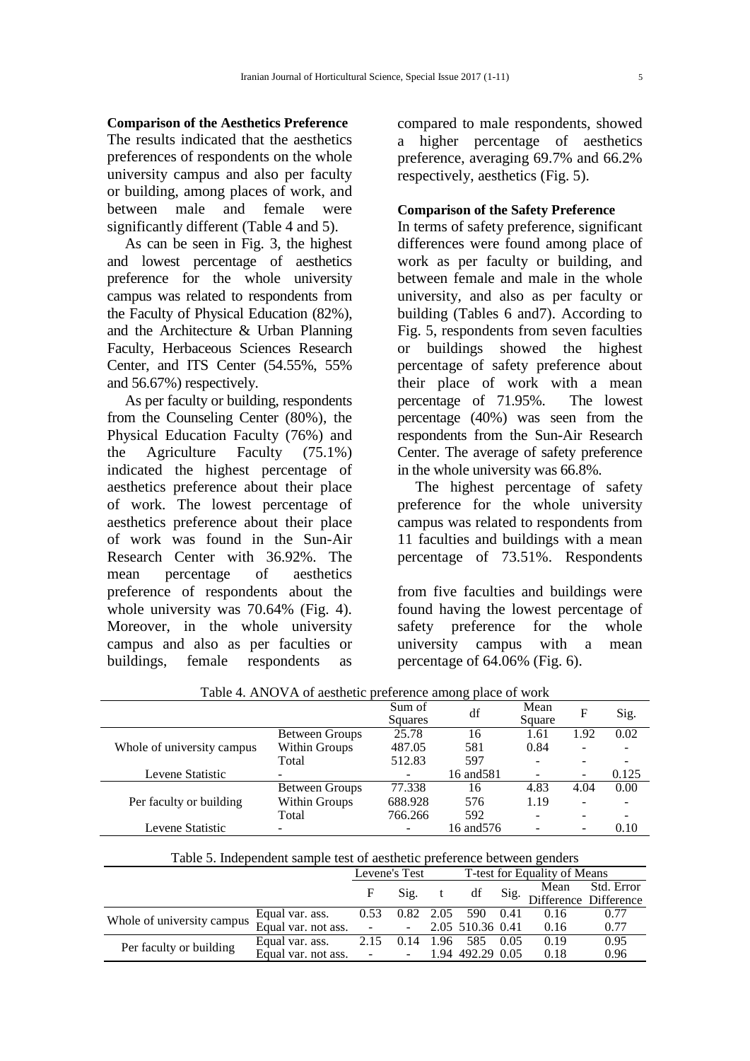**Comparison of the Aesthetics Preference**

The results indicated that the aesthetics preferences of respondents on the whole university campus and also per faculty or building, among places of work, and between male and female were significantly different (Table 4 and 5).

As can be seen in Fig. 3, the highest and lowest percentage of aesthetics preference for the whole university campus was related to respondents from the Faculty of Physical Education (82%), and the Architecture & Urban Planning Faculty, Herbaceous Sciences Research Center, and ITS Center (54.55%, 55% and 56.67%) respectively.

As per faculty or building, respondents from the Counseling Center (80%), the Physical Education Faculty (76%) and the Agriculture Faculty (75.1%) indicated the highest percentage of aesthetics preference about their place of work. The lowest percentage of aesthetics preference about their place of work was found in the Sun-Air Research Center with 36.92%. The mean percentage of aesthetics preference of respondents about the whole university was 70.64% (Fig. 4). Moreover, in the whole university campus and also as per faculties or buildings, female respondents as compared to male respondents, showed a higher percentage of aesthetics preference, averaging 69.7% and 66.2% respectively, aesthetics (Fig. 5).

**Comparison of the Safety Preference**

In terms of safety preference, significant differences were found among place of work as per faculty or building, and between female and male in the whole university, and also as per faculty or building (Tables 6 and7). According to Fig. 5, respondents from seven faculties or buildings showed the highest percentage of safety preference about their place of work with a mean percentage of 71.95%. The lowest percentage (40%) was seen from the respondents from the Sun-Air Research Center. The average of safety preference in the whole university was 66.8%.

The highest percentage of safety preference for the whole university campus was related to respondents from 11 faculties and buildings with a mean percentage of 73.51%. Respondents from five faculties and buildings were found having the lowest percentage of safety preference for the whole university campus with a mean percentage of 64.06% (Fig. 6).

Table 4. ANOVA of aesthetic preference among place of work

| | | Sum of Squares | df | Mean Square | F | Sig. |
|---|---|---|---|---|---|---|
| Whole of university campus | Between Groups | 25.78 | 16 | 1.61 | 1.92 | 0.02 |
| | Within Groups | 487.05 | 581 | 0.84 | - | - |
| | Total | 512.83 | 597 | - | - | - |
| Levene Statistic | - | - | 16 and581 | - | - | 0.125 |
| Per faculty or building | Between Groups | 77.338 | 16 | 4.83 | 4.04 | 0.00 |
| | Within Groups | 688.928 | 576 | 1.19 | - | - |
| | Total | 766.266 | 592 | - | - | - |
| Levene Statistic | - | - | 16 and576 | - | - | 0.10 |

Table 5. Independent sample test of aesthetic preference between genders

| | | Levene's Test | | T-test for Equality of Means | | | | |
|---|---|---|---|---|---|---|---|---|
| | | F | Sig. | t | df | Sig. | Mean Difference | Std. Error Difference |
| Whole of university campus | Equal var. ass. | 0.53 | 0.82 | 2.05 | 590 | 0.41 | 0.16 | 0.77 |
| | Equal var. not ass. | - | - | 2.05 | 510.36 | 0.41 | 0.16 | 0.77 |
| Per faculty or building | Equal var. ass. | 2.15 | 0.14 | 1.96 | 585 | 0.05 | 0.19 | 0.95 |
| | Equal var. not ass. | - | - | 1.94 | 492.29 | 0.05 | 0.18 | 0.96 |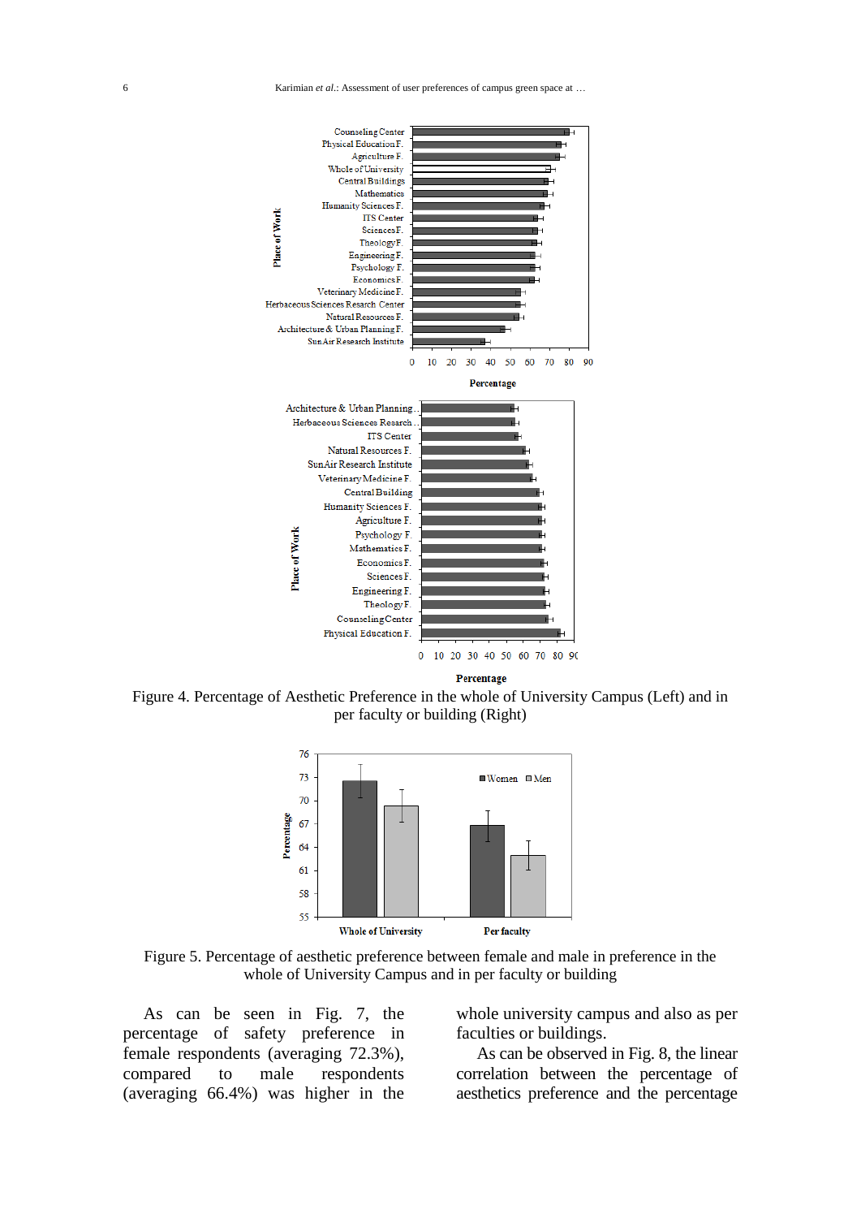Figure 4. Percentage of Aesthetic Preference in the whole of University Campus (Left) and in per faculty or building (Right)

Figure 5. Percentage of aesthetic preference between female and male in preference in the whole of University Campus and in per faculty or building

As can be seen in Fig. 7, the percentage of safety preference in female respondents (averaging 72.3%), compared to male respondents (averaging 66.4%) was higher in the whole university campus and also as per faculties or buildings.

As can be observed in Fig. 8, the linear correlation between the percentage of aesthetics preference and the percentage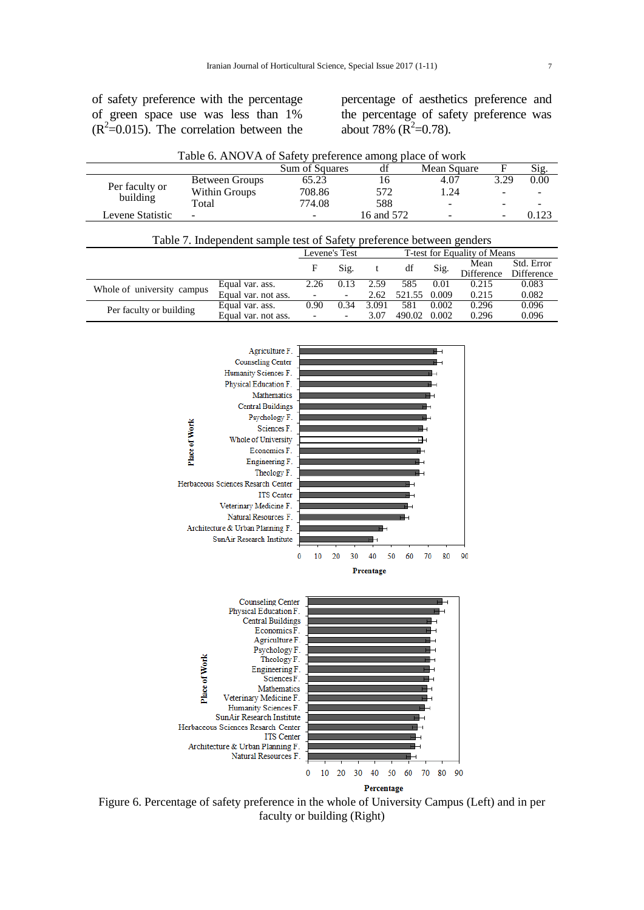of safety preference with the percentage of green space use was less than 1% ($R^2$=0.015). The correlation between the percentage of aesthetics preference and the percentage of safety preference was about 78% ($R^2$=0.78).

Table 6. ANOVA of Safety preference among place of work

| | | Sum of Squares | df | Mean Square | F | Sig. |
|---|---|---|---|---|---|---|
| Per faculty or building | Between Groups | 65.23 | 16 | 4.07 | 3.29 | 0.00 |
| | Within Groups | 708.86 | 572 | 1.24 | - | - |
| | Total | 774.08 | 588 | - | - | - |
| Levene Statistic | - | - | 16 and 572 | - | - | 0.123 |

Table 7. Independent sample test of Safety preference between genders

| | | Levene's Test | | T-test for Equality of Means | | | | |
|---|---|---|---|---|---|---|---|---|
| | | F | Sig. | t | df | Sig. | Mean Difference | Std. Error Difference |
| Whole of university campus | Equal var. ass. | 2.26 | 0.13 | 2.59 | 585 | 0.01 | 0.215 | 0.083 |
| | Equal var. not ass. | - | - | 2.62 | 521.55 | 0.009 | 0.215 | 0.082 |
| Per faculty or building | Equal var. ass. | 0.90 | 0.34 | 3.091 | 581 | 0.002 | 0.296 | 0.096 |
| | Equal var. not ass. | - | - | 3.07 | 490.02 | 0.002 | 0.296 | 0.096 |

Figure 6. Percentage of safety preference in the whole of University Campus (Left) and in per faculty or building (Right)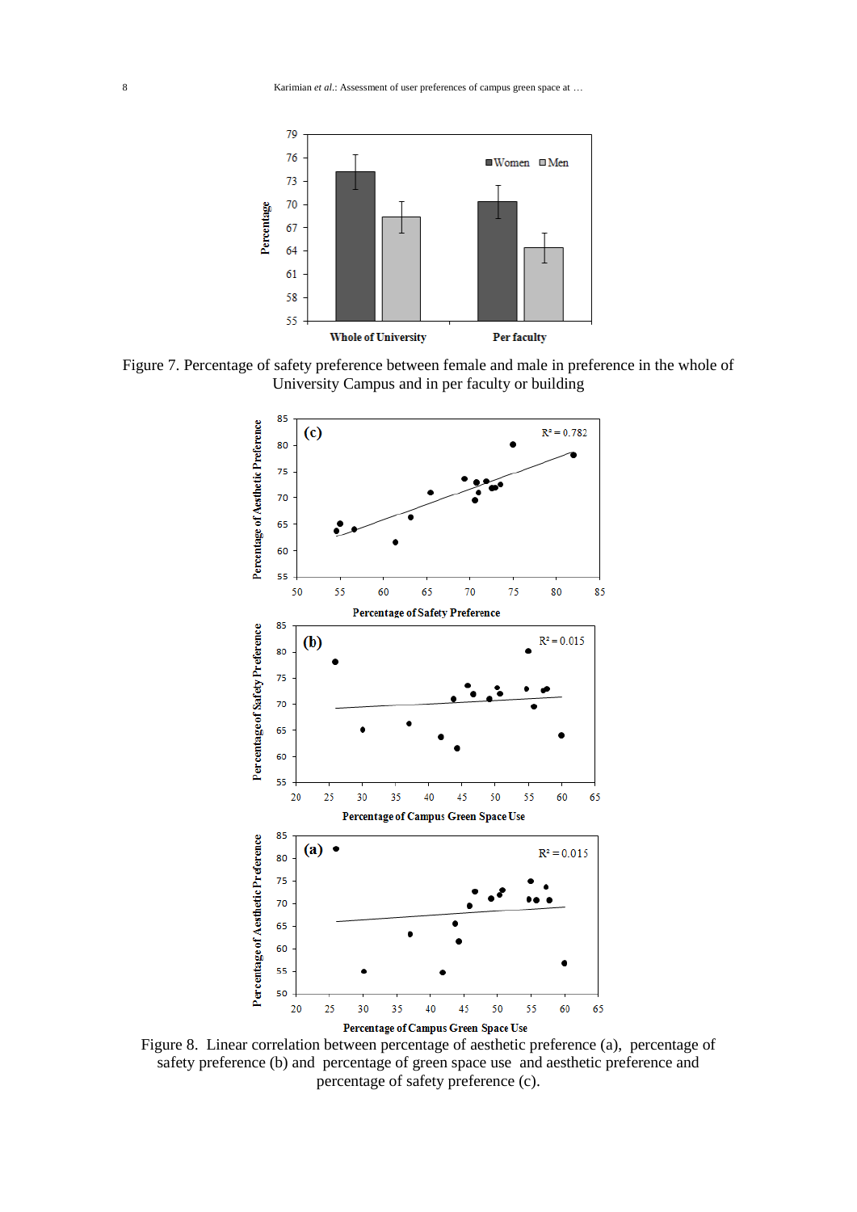Figure 7. Percentage of safety preference between female and male in preference in the whole of University Campus and in per faculty or building

Figure 8. Linear correlation between percentage of aesthetic preference (a), percentage of safety preference (b) and percentage of green space use and aesthetic preference and percentage of safety preference (c).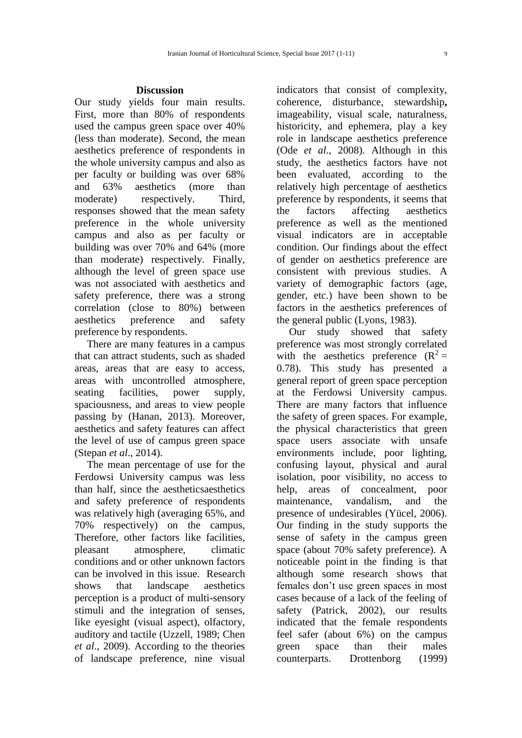## Discussion

Our study yields four main results. First, more than 80% of respondents used the campus green space over 40% (less than moderate). Second, the mean aesthetics preference of respondents in the whole university campus and also as per faculty or building was over 68% and 63% aesthetics (more than moderate) respectively. Third, responses showed that the mean safety preference in the whole university campus and also as per faculty or building was over 70% and 64% (more than moderate) respectively. Finally, although the level of green space use was not associated with aesthetics and safety preference, there was a strong correlation (close to 80%) between aesthetics preference and safety preference by respondents.

There are many features in a campus that can attract students, such as shaded areas, areas that are easy to access, areas with uncontrolled atmosphere, seating facilities, power supply, spaciousness, and areas to view people passing by (Hanan, 2013). Moreover, aesthetics and safety features can affect the level of use of campus green space (Stepan *et al*., 2014).

The mean percentage of use for the Ferdowsi University campus was less than half, since the aestheticsaesthetics and safety preference of respondents was relatively high (averaging 65%, and 70% respectively) on the campus, Therefore, other factors like facilities, pleasant atmosphere, climatic conditions and or other unknown factors can be involved in this issue. Research shows that landscape aesthetics perception is a product of multi-sensory stimuli and the integration of senses, like eyesight (visual aspect), olfactory, auditory and tactile (Uzzell, 1989; Chen *et al*., 2009). According to the theories of landscape preference, nine visual indicators that consist of complexity, coherence, disturbance, stewardship**,** imageability, visual scale, naturalness, historicity, and ephemera, play a key role in landscape aesthetics preference (Ode *et al*., 2008). Although in this study, the aesthetics factors have not been evaluated, according to the relatively high percentage of aesthetics preference by respondents, it seems that the factors affecting aesthetics preference as well as the mentioned visual indicators are in acceptable condition. Our findings about the effect of gender on aesthetics preference are consistent with previous studies. A variety of demographic factors (age, gender, etc.) have been shown to be factors in the aesthetics preferences of the general public (Lyons, 1983).

Our study showed that safety preference was most strongly correlated with the aesthetics preference ($R^2 = 0.78$). This study has presented a general report of green space perception at the Ferdowsi University campus. There are many factors that influence the safety of green spaces. For example, the physical characteristics that green space users associate with unsafe environments include, poor lighting, confusing layout, physical and aural isolation, poor visibility, no access to help, areas of concealment, poor maintenance, vandalism, and the presence of undesirables (Yücel, 2006). Our finding in the study supports the sense of safety in the campus green space (about 70% safety preference). A noticeable point in the finding is that although some research shows that females don't use green spaces in most cases because of a lack of the feeling of safety (Patrick, 2002), our results indicated that the female respondents feel safer (about 6%) on the campus green space than their males counterparts. Drottenborg (1999)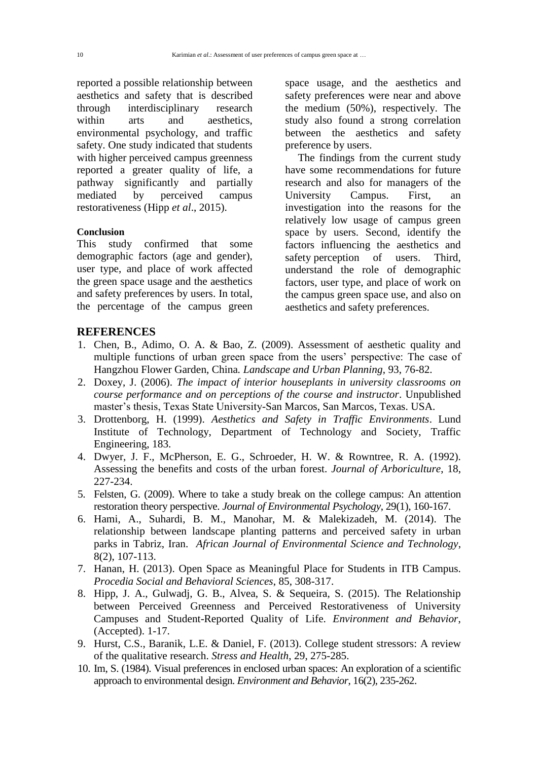reported a possible relationship between aesthetics and safety that is described through interdisciplinary research within arts and aesthetics, environmental psychology, and traffic safety. One study indicated that students with higher perceived campus greenness reported a greater quality of life, a pathway significantly and partially mediated by perceived campus restorativeness (Hipp *et al*., 2015).

**Conclusion**

This study confirmed that some demographic factors (age and gender), user type, and place of work affected the green space usage and the aesthetics and safety preferences by users. In total, the percentage of the campus green space usage, and the aesthetics and safety preferences were near and above the medium (50%), respectively. The study also found a strong correlation between the aesthetics and safety preference by users.

The findings from the current study have some recommendations for future research and also for managers of the University Campus. First, an investigation into the reasons for the relatively low usage of campus green space by users. Second, identify the factors influencing the aesthetics and safety perception of users. Third, understand the role of demographic factors, user type, and place of work on the campus green space use, and also on aesthetics and safety preferences.

## REFERENCES

1. Chen, B., Adimo, O. A. & Bao, Z. (2009). Assessment of aesthetic quality and multiple functions of urban green space from the users' perspective: The case of Hangzhou Flower Garden, China. *Landscape and Urban Planning*, 93, 76-82.
2. Doxey, J. (2006). *The impact of interior houseplants in university classrooms on course performance and on perceptions of the course and instructor*. Unpublished master's thesis, Texas State University-San Marcos, San Marcos, Texas. USA.
3. Drottenborg, H. (1999). *Aesthetics and Safety in Traffic Environments*. Lund Institute of Technology, Department of Technology and Society, Traffic Engineering, 183.
4. Dwyer, J. F., McPherson, E. G., Schroeder, H. W. & Rowntree, R. A. (1992). Assessing the benefits and costs of the urban forest. *Journal of Arboriculture*, 18, 227-234.
5. Felsten, G. (2009). Where to take a study break on the college campus: An attention restoration theory perspective. *Journal of Environmental Psychology*, 29(1), 160-167.
6. Hami, A., Suhardi, B. M., Manohar, M. & Malekizadeh, M. (2014). The relationship between landscape planting patterns and perceived safety in urban parks in Tabriz, Iran. *African Journal of Environmental Science and Technology*, 8(2), 107-113.
7. Hanan, H. (2013). Open Space as Meaningful Place for Students in ITB Campus. *Procedia Social and Behavioral Sciences*, 85, 308-317.
8. Hipp, J. A., Gulwadj, G. B., Alvea, S. & Sequeira, S. (2015). The Relationship between Perceived Greenness and Perceived Restorativeness of University Campuses and Student-Reported Quality of Life. *Environment and Behavior*, (Accepted). 1-17.
9. Hurst, C.S., Baranik, L.E. & Daniel, F. (2013). College student stressors: A review of the qualitative research. *Stress and Health*, 29, 275-285.
10. Im, S. (1984). Visual preferences in enclosed urban spaces: An exploration of a scientific approach to environmental design. *Environment and Behavior*, 16(2), 235-262.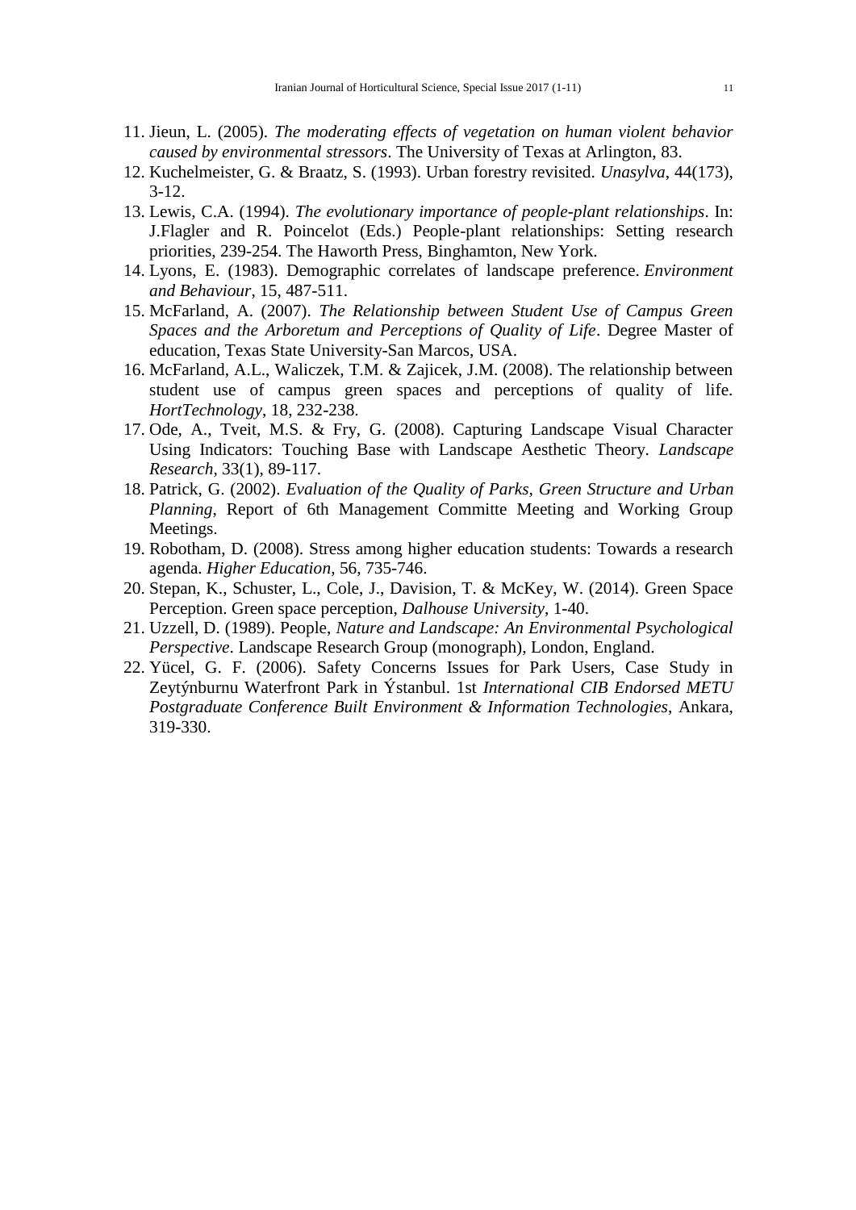11. Jieun, L. (2005). *The moderating effects of vegetation on human violent behavior caused by environmental stressors*. The University of Texas at Arlington, 83.
12. Kuchelmeister, G. & Braatz, S. (1993). Urban forestry revisited. *Unasylva*, 44(173), 3-12.
13. Lewis, C.A. (1994). *The evolutionary importance of people-plant relationships*. In: J.Flagler and R. Poincelot (Eds.) People-plant relationships: Setting research priorities, 239-254. The Haworth Press, Binghamton, New York.
14. Lyons, E. (1983). Demographic correlates of landscape preference. *Environment and Behaviour*, 15, 487-511.
15. McFarland, A. (2007). *The Relationship between Student Use of Campus Green Spaces and the Arboretum and Perceptions of Quality of Life*. Degree Master of education, Texas State University-San Marcos, USA.
16. McFarland, A.L., Waliczek, T.M. & Zajicek, J.M. (2008). The relationship between student use of campus green spaces and perceptions of quality of life. *HortTechnology*, 18, 232-238.
17. Ode, A., Tveit, M.S. & Fry, G. (2008). Capturing Landscape Visual Character Using Indicators: Touching Base with Landscape Aesthetic Theory. *Landscape Research*, 33(1), 89-117.
18. Patrick, G. (2002). *Evaluation of the Quality of Parks, Green Structure and Urban Planning*, Report of 6th Management Committe Meeting and Working Group Meetings.
19. Robotham, D. (2008). Stress among higher education students: Towards a research agenda. *Higher Education*, 56, 735-746.
20. Stepan, K., Schuster, L., Cole, J., Davision, T. & McKey, W. (2014). Green Space Perception. Green space perception, *Dalhouse University*, 1-40.
21. Uzzell, D. (1989). People, *Nature and Landscape: An Environmental Psychological Perspective*. Landscape Research Group (monograph), London, England.
22. Yücel, G. F. (2006). Safety Concerns Issues for Park Users, Case Study in Zeytýnburnu Waterfront Park in Ýstanbul. 1st *International CIB Endorsed METU Postgraduate Conference Built Environment & Information Technologies*, Ankara, 319-330.